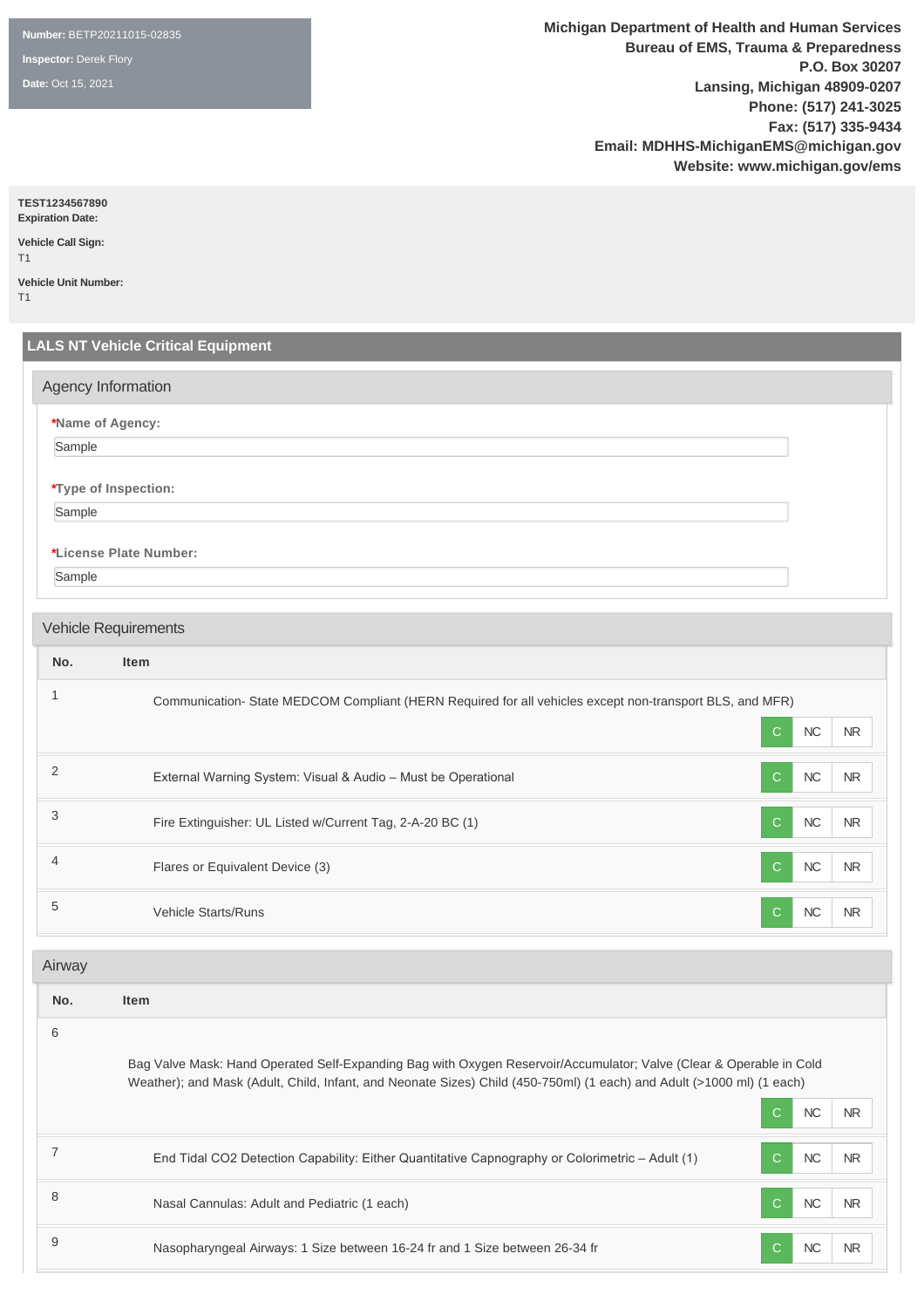**Number:** BETP20211015-02835

**Inspector:** Derek Flory

**Date:** Oct 15, 2021

**Michigan Department of Health and Human Services**
**Bureau of EMS, Trauma & Preparedness**
**P.O. Box 30207**
**Lansing, Michigan 48909-0207**
**Phone: (517) 241-3025**
**Fax: (517) 335-9434**
**Email: MDHHS-MichiganEMS@michigan.gov**
**Website: www.michigan.gov/ems**

**TEST1234567890**
**Expiration Date:**

**Vehicle Call Sign:**
T1

**Vehicle Unit Number:**
T1

## LALS NT Vehicle Critical Equipment

### Agency Information

***Name of Agency:**
Sample

***Type of Inspection:**
Sample

***License Plate Number:**
Sample

### Vehicle Requirements

| No. | Item | C | NC | NR |
|---|---|---|---|---|
| 1 | Communication- State MEDCOM Compliant (HERN Required for all vehicles except non-transport BLS, and MFR) | C | NC | NR |
| 2 | External Warning System: Visual & Audio – Must be Operational | C | NC | NR |
| 3 | Fire Extinguisher: UL Listed w/Current Tag, 2-A-20 BC (1) | C | NC | NR |
| 4 | Flares or Equivalent Device (3) | C | NC | NR |
| 5 | Vehicle Starts/Runs | C | NC | NR |

### Airway

| No. | Item | C | NC | NR |
|---|---|---|---|---|
| 6 | Bag Valve Mask: Hand Operated Self-Expanding Bag with Oxygen Reservoir/Accumulator; Valve (Clear & Operable in Cold Weather); and Mask (Adult, Child, Infant, and Neonate Sizes) Child (450-750ml) (1 each) and Adult (>1000 ml) (1 each) | C | NC | NR |
| 7 | End Tidal CO2 Detection Capability: Either Quantitative Capnography or Colorimetric – Adult (1) | C | NC | NR |
| 8 | Nasal Cannulas: Adult and Pediatric (1 each) | C | NC | NR |
| 9 | Nasopharyngeal Airways: 1 Size between 16-24 fr and 1 Size between 26-34 fr | C | NC | NR |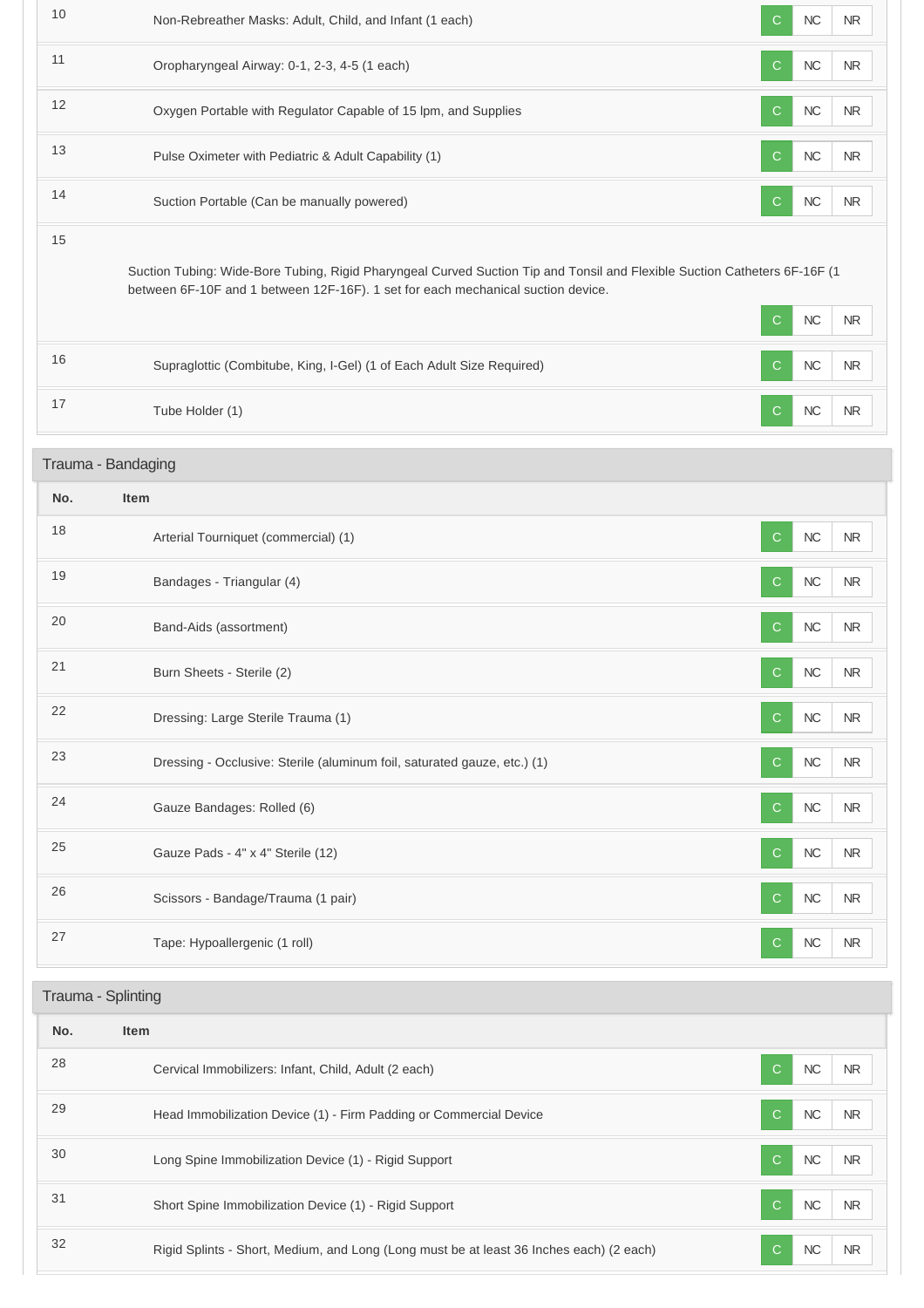| No. | Item | | | |
|---|---|---|---|---|
| 10 | Non-Rebreather Masks: Adult, Child, and Infant (1 each) | C | NC | NR |
| 11 | Oropharyngeal Airway: 0-1, 2-3, 4-5 (1 each) | C | NC | NR |
| 12 | Oxygen Portable with Regulator Capable of 15 lpm, and Supplies | C | NC | NR |
| 13 | Pulse Oximeter with Pediatric & Adult Capability (1) | C | NC | NR |
| 14 | Suction Portable (Can be manually powered) | C | NC | NR |
| 15 | Suction Tubing: Wide-Bore Tubing, Rigid Pharyngeal Curved Suction Tip and Tonsil and Flexible Suction Catheters 6F-16F (1 between 6F-10F and 1 between 12F-16F). 1 set for each mechanical suction device. | C | NC | NR |
| 16 | Supraglottic (Combitube, King, I-Gel) (1 of Each Adult Size Required) | C | NC | NR |
| 17 | Tube Holder (1) | C | NC | NR |

## Trauma - Bandaging

| No. | Item | | | |
|---|---|---|---|---|
| 18 | Arterial Tourniquet (commercial) (1) | C | NC | NR |
| 19 | Bandages - Triangular (4) | C | NC | NR |
| 20 | Band-Aids (assortment) | C | NC | NR |
| 21 | Burn Sheets - Sterile (2) | C | NC | NR |
| 22 | Dressing: Large Sterile Trauma (1) | C | NC | NR |
| 23 | Dressing - Occlusive: Sterile (aluminum foil, saturated gauze, etc.) (1) | C | NC | NR |
| 24 | Gauze Bandages: Rolled (6) | C | NC | NR |
| 25 | Gauze Pads - 4" x 4" Sterile (12) | C | NC | NR |
| 26 | Scissors - Bandage/Trauma (1 pair) | C | NC | NR |
| 27 | Tape: Hypoallergenic (1 roll) | C | NC | NR |

## Trauma - Splinting

| No. | Item | | | |
|---|---|---|---|---|
| 28 | Cervical Immobilizers: Infant, Child, Adult (2 each) | C | NC | NR |
| 29 | Head Immobilization Device (1) - Firm Padding or Commercial Device | C | NC | NR |
| 30 | Long Spine Immobilization Device (1) - Rigid Support | C | NC | NR |
| 31 | Short Spine Immobilization Device (1) - Rigid Support | C | NC | NR |
| 32 | Rigid Splints - Short, Medium, and Long (Long must be at least 36 Inches each) (2 each) | C | NC | NR |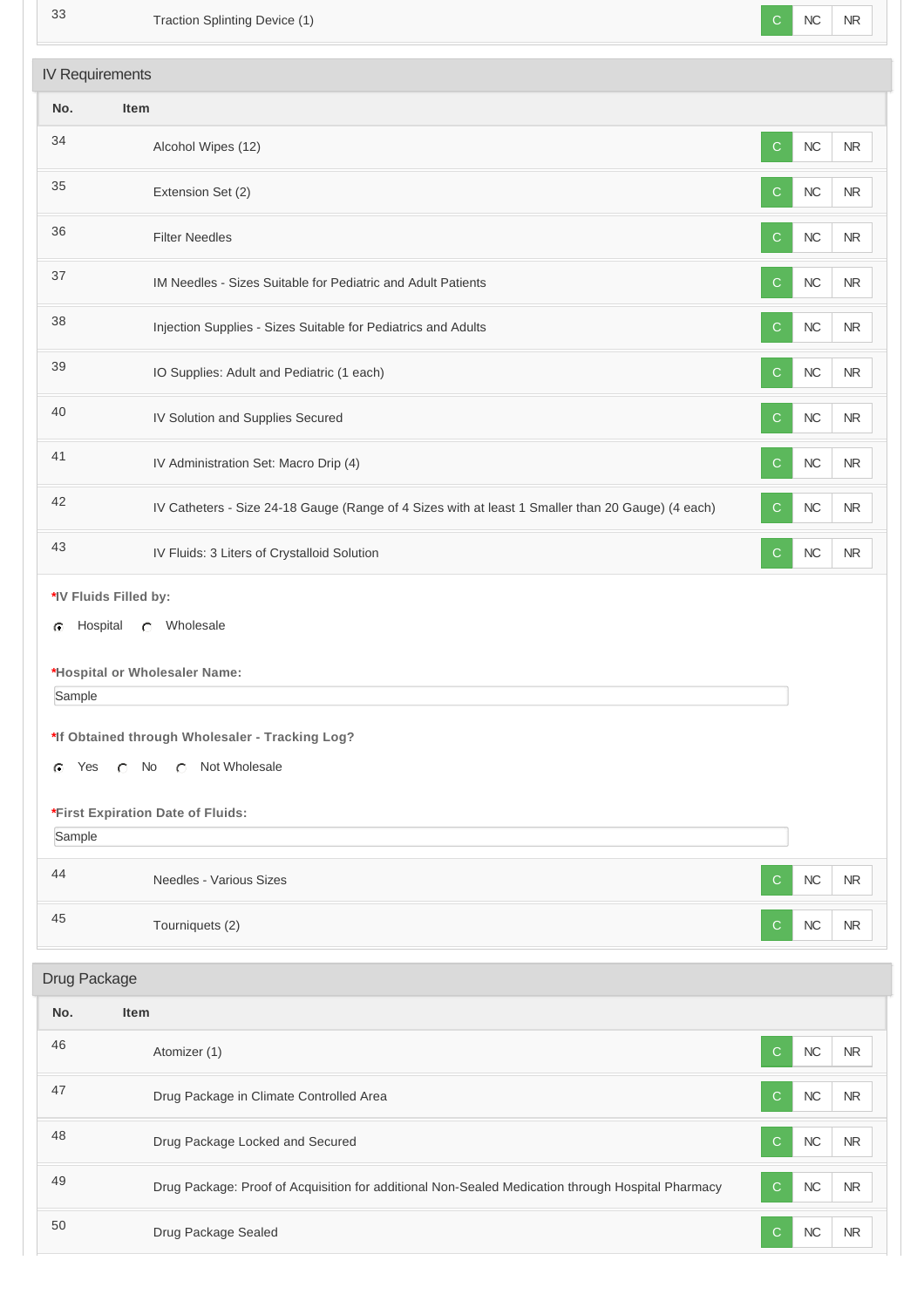| No. | Item | | | |
|---|---|---|---|---|
| 33 | Traction Splinting Device (1) | C | NC | NR |

## IV Requirements

| No. | Item | | | |
|---|---|---|---|---|
| 34 | Alcohol Wipes (12) | C | NC | NR |
| 35 | Extension Set (2) | C | NC | NR |
| 36 | Filter Needles | C | NC | NR |
| 37 | IM Needles - Sizes Suitable for Pediatric and Adult Patients | C | NC | NR |
| 38 | Injection Supplies - Sizes Suitable for Pediatrics and Adults | C | NC | NR |
| 39 | IO Supplies: Adult and Pediatric (1 each) | C | NC | NR |
| 40 | IV Solution and Supplies Secured | C | NC | NR |
| 41 | IV Administration Set: Macro Drip (4) | C | NC | NR |
| 42 | IV Catheters - Size 24-18 Gauge (Range of 4 Sizes with at least 1 Smaller than 20 Gauge) (4 each) | C | NC | NR |
| 43 | IV Fluids: 3 Liters of Crystalloid Solution | C | NC | NR |

***IV Fluids Filled by:**

- (•) Hospital
- ( ) Wholesale

***Hospital or Wholesaler Name:**

Sample

***If Obtained through Wholesaler - Tracking Log?**

- (•) Yes
- ( ) No
- ( ) Not Wholesale

***First Expiration Date of Fluids:**

Sample

| No. | Item | | | |
|---|---|---|---|---|
| 44 | Needles - Various Sizes | C | NC | NR |
| 45 | Tourniquets (2) | C | NC | NR |

## Drug Package

| No. | Item | | | |
|---|---|---|---|---|
| 46 | Atomizer (1) | C | NC | NR |
| 47 | Drug Package in Climate Controlled Area | C | NC | NR |
| 48 | Drug Package Locked and Secured | C | NC | NR |
| 49 | Drug Package: Proof of Acquisition for additional Non-Sealed Medication through Hospital Pharmacy | C | NC | NR |
| 50 | Drug Package Sealed | C | NC | NR |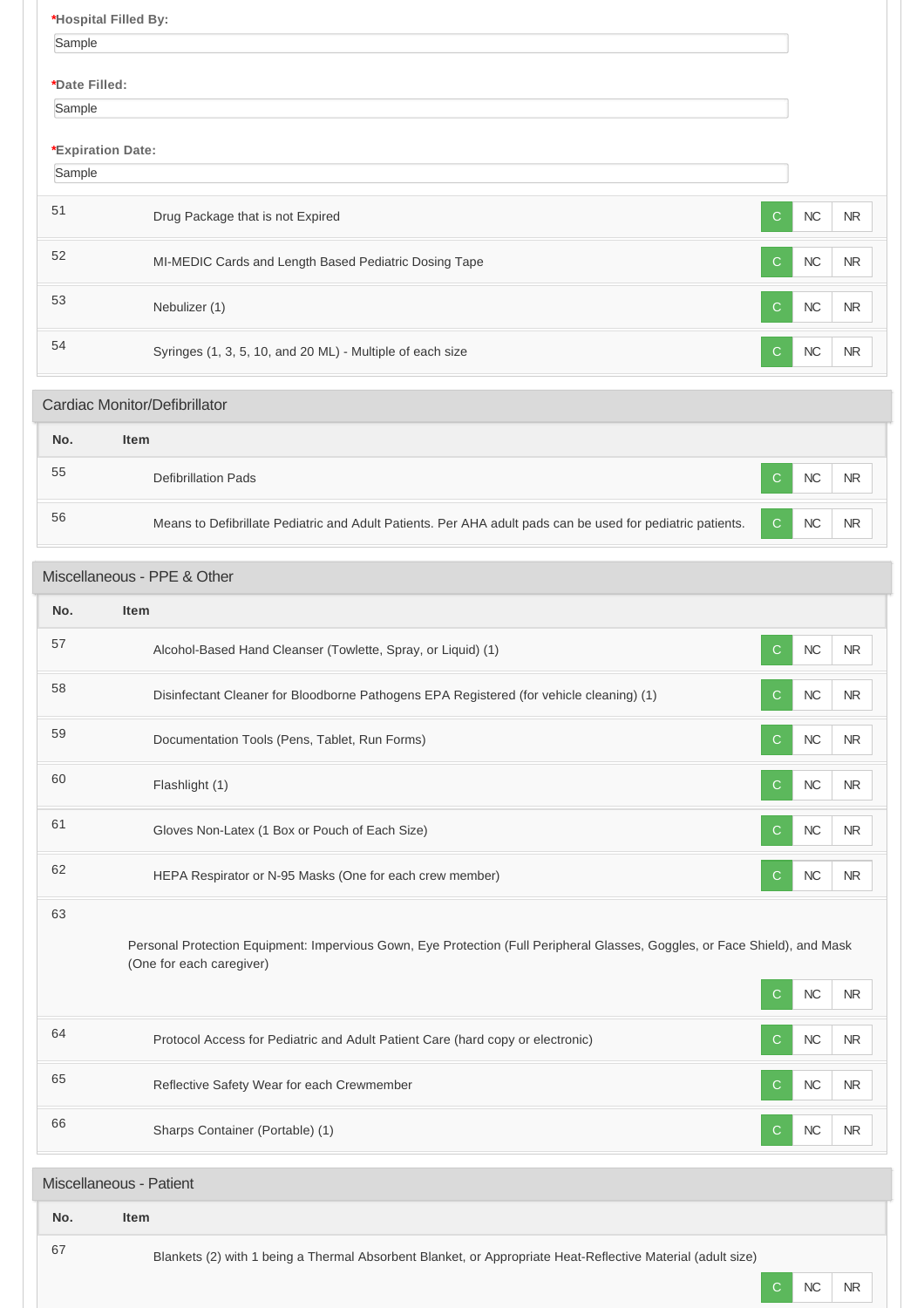***Hospital Filled By:**

Sample

***Date Filled:**

Sample

***Expiration Date:**

Sample

| No. | Item | | | |
|---|---|---|---|---|
| 51 | Drug Package that is not Expired | C | NC | NR |
| 52 | MI-MEDIC Cards and Length Based Pediatric Dosing Tape | C | NC | NR |
| 53 | Nebulizer (1) | C | NC | NR |
| 54 | Syringes (1, 3, 5, 10, and 20 ML) - Multiple of each size | C | NC | NR |

## Cardiac Monitor/Defibrillator

| No. | Item | | | |
|---|---|---|---|---|
| 55 | Defibrillation Pads | C | NC | NR |
| 56 | Means to Defibrillate Pediatric and Adult Patients. Per AHA adult pads can be used for pediatric patients. | C | NC | NR |

## Miscellaneous - PPE & Other

| No. | Item | | | |
|---|---|---|---|---|
| 57 | Alcohol-Based Hand Cleanser (Towlette, Spray, or Liquid) (1) | C | NC | NR |
| 58 | Disinfectant Cleaner for Bloodborne Pathogens EPA Registered (for vehicle cleaning) (1) | C | NC | NR |
| 59 | Documentation Tools (Pens, Tablet, Run Forms) | C | NC | NR |
| 60 | Flashlight (1) | C | NC | NR |
| 61 | Gloves Non-Latex (1 Box or Pouch of Each Size) | C | NC | NR |
| 62 | HEPA Respirator or N-95 Masks (One for each crew member) | C | NC | NR |
| 63 | Personal Protection Equipment: Impervious Gown, Eye Protection (Full Peripheral Glasses, Goggles, or Face Shield), and Mask (One for each caregiver) | C | NC | NR |
| 64 | Protocol Access for Pediatric and Adult Patient Care (hard copy or electronic) | C | NC | NR |
| 65 | Reflective Safety Wear for each Crewmember | C | NC | NR |
| 66 | Sharps Container (Portable) (1) | C | NC | NR |

## Miscellaneous - Patient

| No. | Item | | | |
|---|---|---|---|---|
| 67 | Blankets (2) with 1 being a Thermal Absorbent Blanket, or Appropriate Heat-Reflective Material (adult size) | C | NC | NR |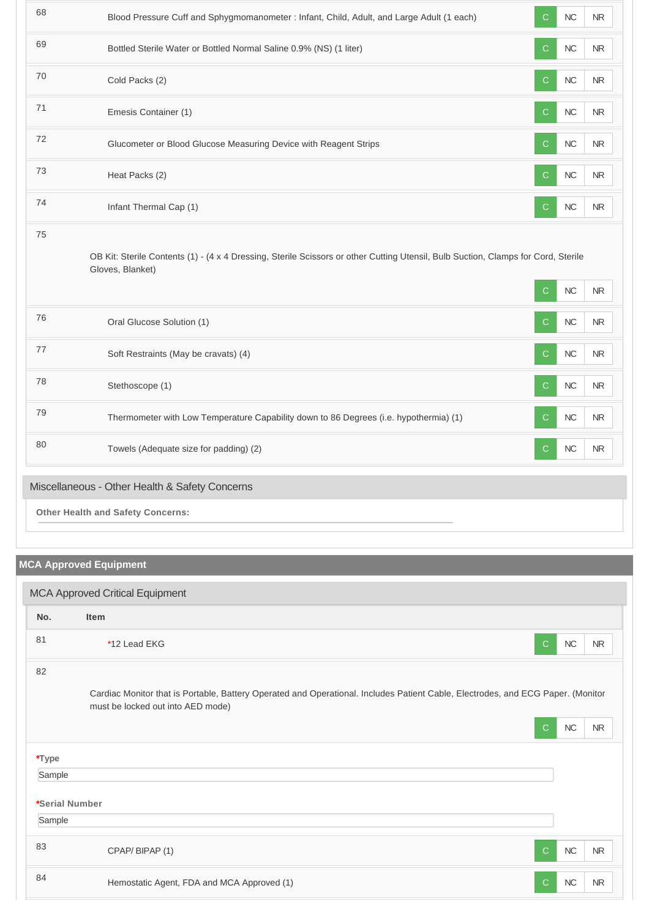| No. | Item | | | |
|---|---|---|---|---|
| 68 | Blood Pressure Cuff and Sphygmomanometer : Infant, Child, Adult, and Large Adult (1 each) | C | NC | NR |
| 69 | Bottled Sterile Water or Bottled Normal Saline 0.9% (NS) (1 liter) | C | NC | NR |
| 70 | Cold Packs (2) | C | NC | NR |
| 71 | Emesis Container (1) | C | NC | NR |
| 72 | Glucometer or Blood Glucose Measuring Device with Reagent Strips | C | NC | NR |
| 73 | Heat Packs (2) | C | NC | NR |
| 74 | Infant Thermal Cap (1) | C | NC | NR |
| 75 | OB Kit: Sterile Contents (1) - (4 x 4 Dressing, Sterile Scissors or other Cutting Utensil, Bulb Suction, Clamps for Cord, Sterile Gloves, Blanket) | C | NC | NR |
| 76 | Oral Glucose Solution (1) | C | NC | NR |
| 77 | Soft Restraints (May be cravats) (4) | C | NC | NR |
| 78 | Stethoscope (1) | C | NC | NR |
| 79 | Thermometer with Low Temperature Capability down to 86 Degrees (i.e. hypothermia) (1) | C | NC | NR |
| 80 | Towels (Adequate size for padding) (2) | C | NC | NR |

### Miscellaneous - Other Health & Safety Concerns

**Other Health and Safety Concerns:**

## MCA Approved Equipment

### MCA Approved Critical Equipment

| No. | Item | | | |
|---|---|---|---|---|
| 81 | *12 Lead EKG | C | NC | NR |
| 82 | Cardiac Monitor that is Portable, Battery Operated and Operational. Includes Patient Cable, Electrodes, and ECG Paper. (Monitor must be locked out into AED mode) | C | NC | NR |

***Type**

Sample

***Serial Number**

Sample

| No. | Item | | | |
|---|---|---|---|---|
| 83 | CPAP/ BIPAP (1) | C | NC | NR |
| 84 | Hemostatic Agent, FDA and MCA Approved (1) | C | NC | NR |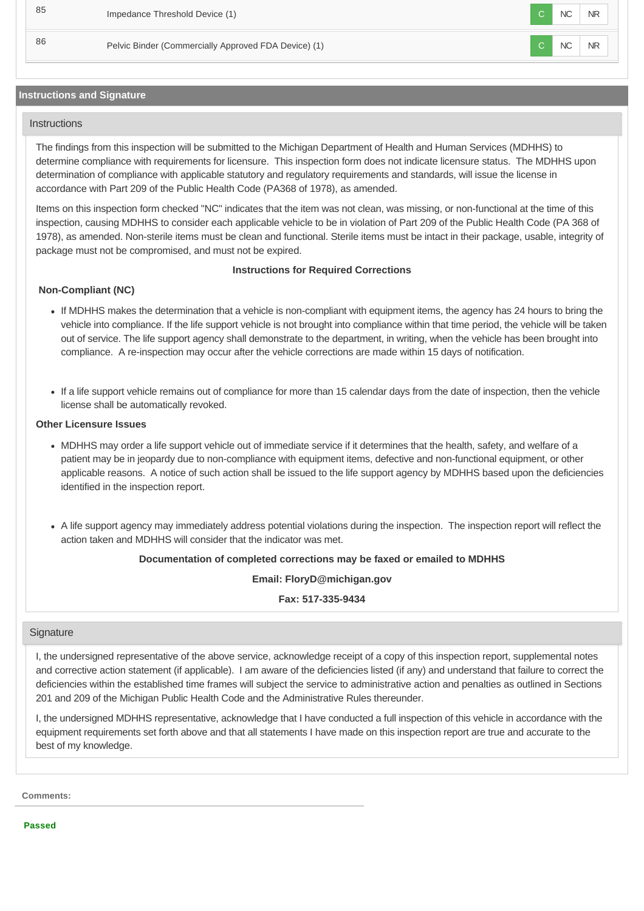| # | Item | C | NC | NR |
|---|---|---|---|---|
| 85 | Impedance Threshold Device (1) | C | NC | NR |
| 86 | Pelvic Binder (Commercially Approved FDA Device) (1) | C | NC | NR |

## Instructions and Signature

### Instructions

The findings from this inspection will be submitted to the Michigan Department of Health and Human Services (MDHHS) to determine compliance with requirements for licensure. This inspection form does not indicate licensure status. The MDHHS upon determination of compliance with applicable statutory and regulatory requirements and standards, will issue the license in accordance with Part 209 of the Public Health Code (PA368 of 1978), as amended.

Items on this inspection form checked "NC" indicates that the item was not clean, was missing, or non-functional at the time of this inspection, causing MDHHS to consider each applicable vehicle to be in violation of Part 209 of the Public Health Code (PA 368 of 1978), as amended. Non-sterile items must be clean and functional. Sterile items must be intact in their package, usable, integrity of package must not be compromised, and must not be expired.

**Instructions for Required Corrections**

**Non-Compliant (NC)**

- If MDHHS makes the determination that a vehicle is non-compliant with equipment items, the agency has 24 hours to bring the vehicle into compliance. If the life support vehicle is not brought into compliance within that time period, the vehicle will be taken out of service. The life support agency shall demonstrate to the department, in writing, when the vehicle has been brought into compliance. A re-inspection may occur after the vehicle corrections are made within 15 days of notification.

- If a life support vehicle remains out of compliance for more than 15 calendar days from the date of inspection, then the vehicle license shall be automatically revoked.

**Other Licensure Issues**

- MDHHS may order a life support vehicle out of immediate service if it determines that the health, safety, and welfare of a patient may be in jeopardy due to non-compliance with equipment items, defective and non-functional equipment, or other applicable reasons. A notice of such action shall be issued to the life support agency by MDHHS based upon the deficiencies identified in the inspection report.

- A life support agency may immediately address potential violations during the inspection. The inspection report will reflect the action taken and MDHHS will consider that the indicator was met.

**Documentation of completed corrections may be faxed or emailed to MDHHS**

**Email: FloryD@michigan.gov**

**Fax: 517-335-9434**

### Signature

I, the undersigned representative of the above service, acknowledge receipt of a copy of this inspection report, supplemental notes and corrective action statement (if applicable). I am aware of the deficiencies listed (if any) and understand that failure to correct the deficiencies within the established time frames will subject the service to administrative action and penalties as outlined in Sections 201 and 209 of the Michigan Public Health Code and the Administrative Rules thereunder.

I, the undersigned MDHHS representative, acknowledge that I have conducted a full inspection of this vehicle in accordance with the equipment requirements set forth above and that all statements I have made on this inspection report are true and accurate to the best of my knowledge.

**Comments:**

**Passed**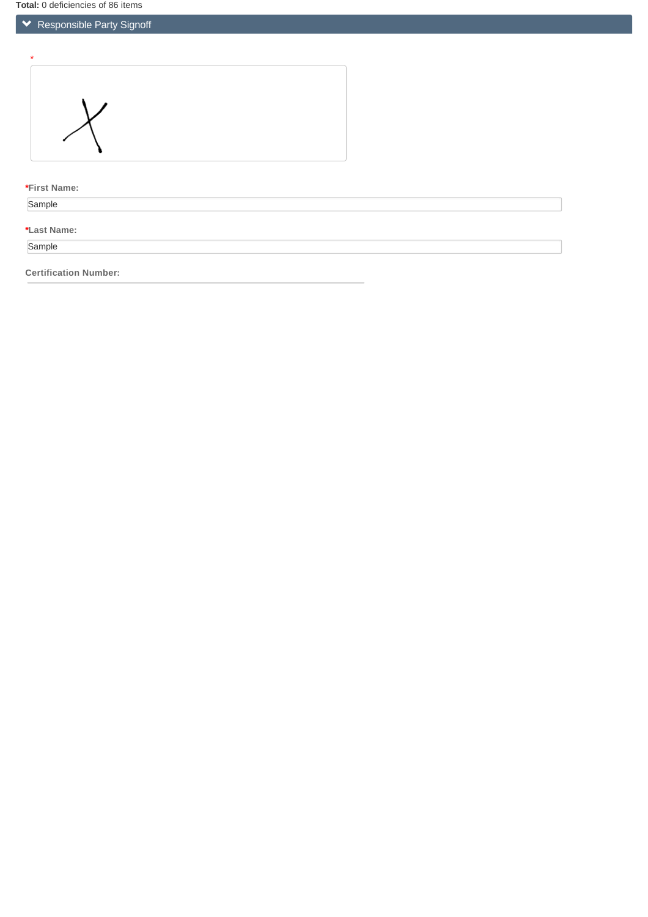**Total:** 0 deficiencies of 86 items

## Responsible Party Signoff

*

**\*First Name:**

Sample

**\*Last Name:**

Sample

**Certification Number:**